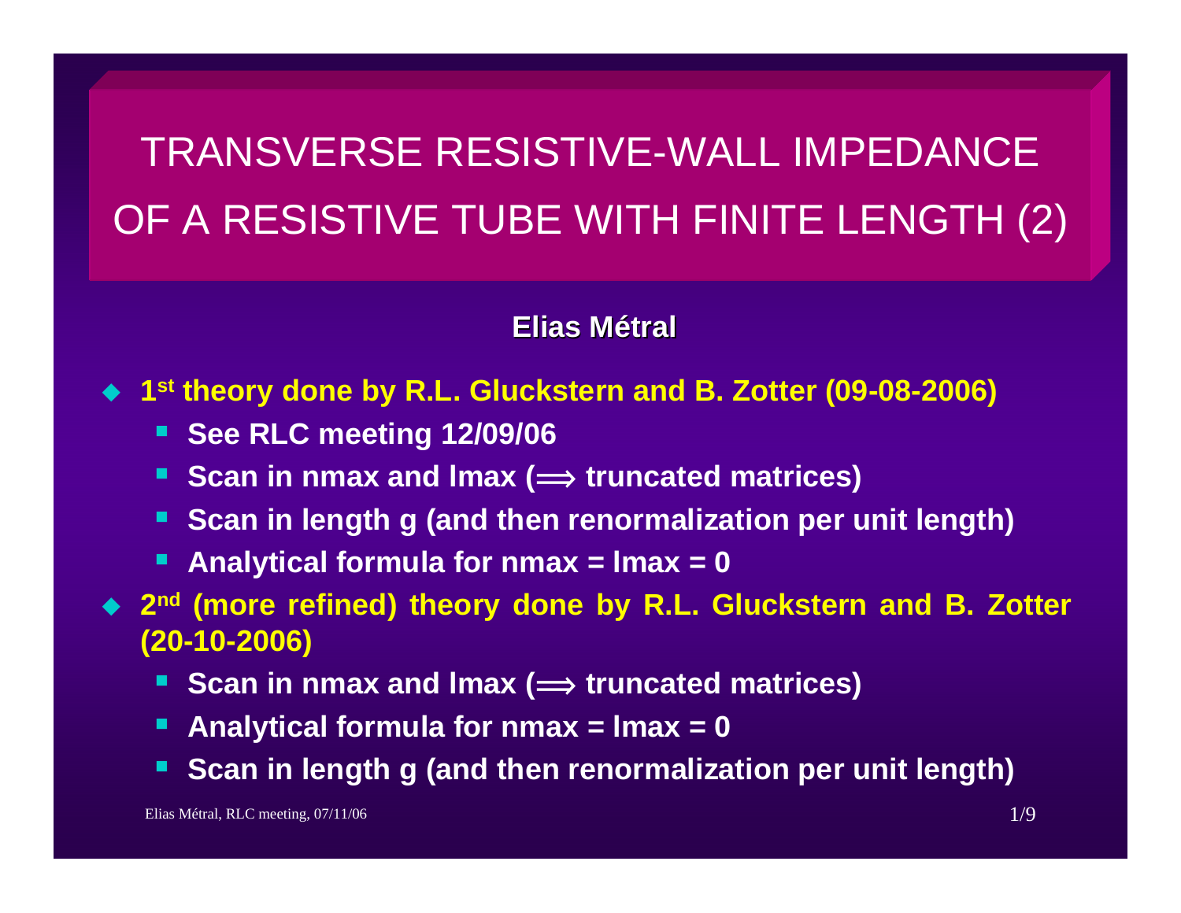# TRANSVERSE RESISTIVE-WALL IMPEDANCE OF A RESISTIVE TUBE WITH FINITE LENGTH (2)

**Elias Métral**

- **1st theory done by R.L. Gluckstern and B. Zotter (09-08-2006)**
  - **See RLC meeting 12/09/06**
  - **Scan in nmax and lmax ($\Longrightarrow$ truncated matrices)**
  - **Scan in length g (and then renormalization per unit length)**
  - **Analytical formula for nmax = lmax = 0**
- **2nd (more refined) theory done by R.L. Gluckstern and B. Zotter (20-10-2006)**
  - **Scan in nmax and lmax ($\Longrightarrow$ truncated matrices)**
  - **Analytical formula for nmax = lmax = 0**
  - **Scan in length g (and then renormalization per unit length)**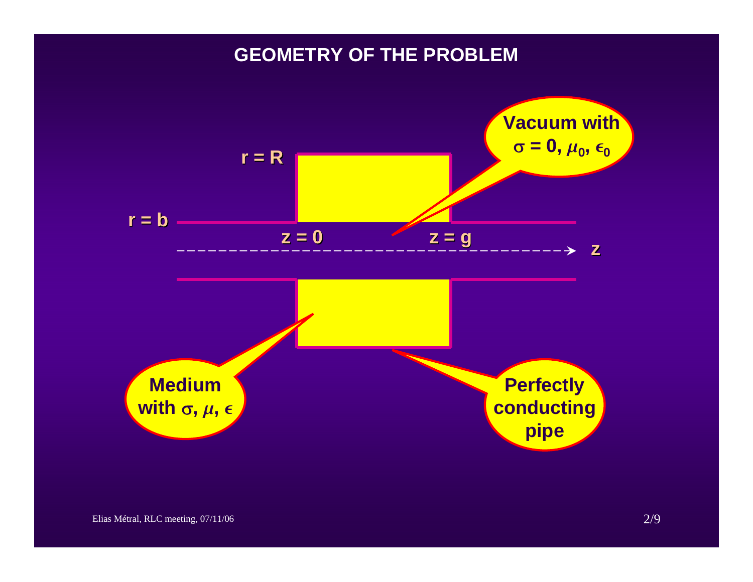# GEOMETRY OF THE PROBLEM

$r = R$

$r = b$

$z = 0$

$z = g$

$z$

**Vacuum with $\sigma = 0$, $\mu_0$, $\epsilon_0$**

**Medium with $\sigma$, $\mu$, $\epsilon$**

**Perfectly conducting pipe**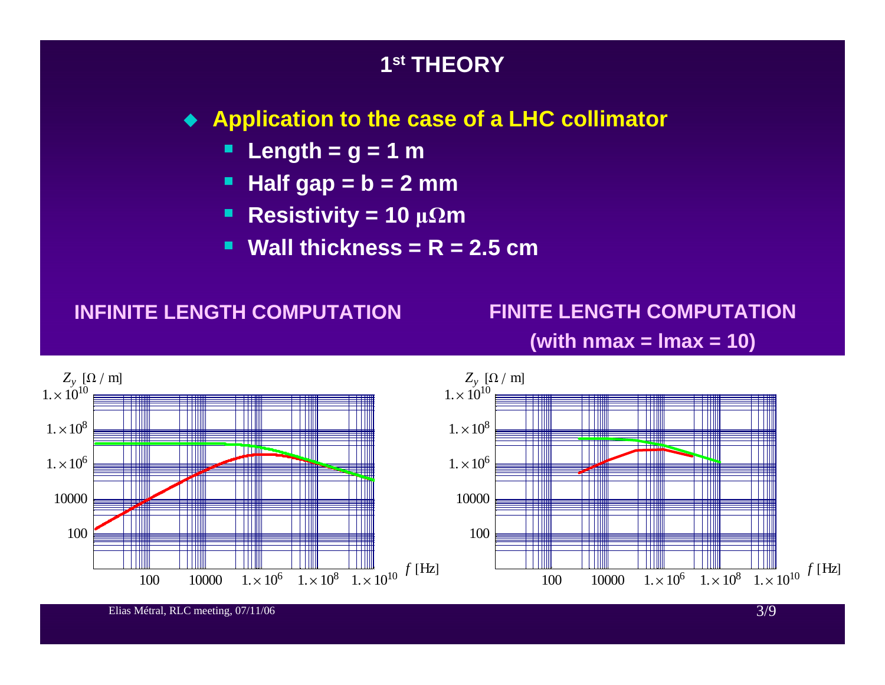# 1st THEORY

- **Application to the case of a LHC collimator**
  - **Length = g = 1 m**
  - **Half gap = b = 2 mm**
  - **Resistivity = 10 μΩm**
  - **Wall thickness = R = 2.5 cm**

**INFINITE LENGTH COMPUTATION**

**FINITE LENGTH COMPUTATION (with nmax = lmax = 10)**

$Z_y$ [Ω / m]

$1.\times 10^{10}$, $1.\times 10^{8}$, $1.\times 10^{6}$, 10000, 100

100, 10000, $1.\times 10^{6}$, $1.\times 10^{8}$, $1.\times 10^{10}$ $f$ [Hz]

$Z_y$ [Ω / m]

$1.\times 10^{10}$, $1.\times 10^{8}$, $1.\times 10^{6}$, 10000, 100

100, 10000, $1.\times 10^{6}$, $1.\times 10^{8}$, $1.\times 10^{10}$ $f$ [Hz]

Elias Métral, RLC meeting, 07/11/06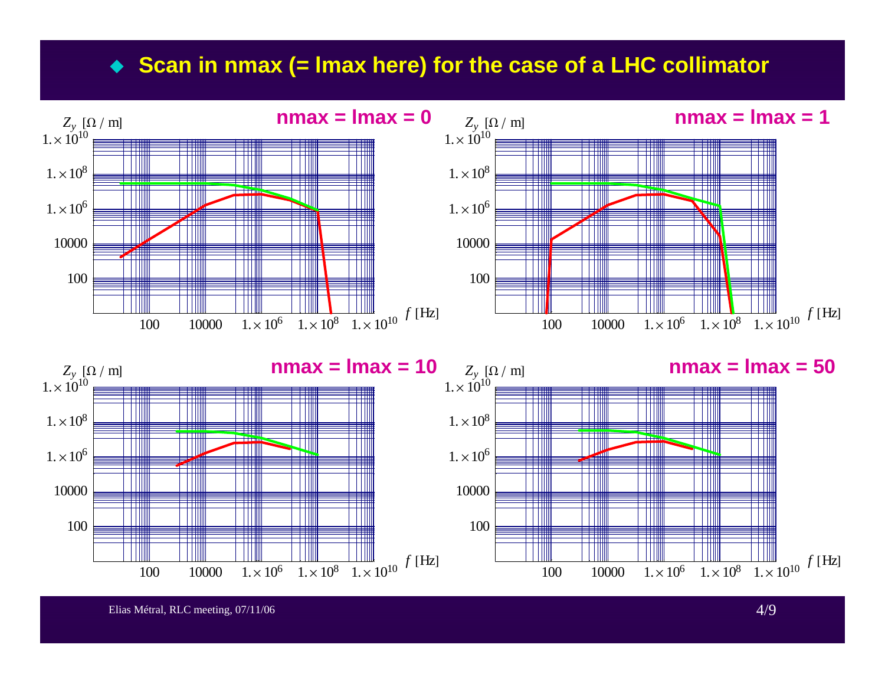# Scan in nmax (= lmax here) for the case of a LHC collimator

**nmax = lmax = 0**

$Z_y$ [Ω / m]

$1.\times10^{10}$, $1.\times10^{8}$, $1.\times10^{6}$, 10000, 100

100, 10000, $1.\times10^{6}$, $1.\times10^{8}$, $1.\times10^{10}$ $f$ [Hz]

**nmax = lmax = 1**

$Z_y$ [Ω / m]

$1.\times10^{10}$, $1.\times10^{8}$, $1.\times10^{6}$, 10000, 100

100, 10000, $1.\times10^{6}$, $1.\times10^{8}$, $1.\times10^{10}$ $f$ [Hz]

**nmax = lmax = 10**

$Z_y$ [Ω / m]

$1.\times10^{10}$, $1.\times10^{8}$, $1.\times10^{6}$, 10000, 100

100, 10000, $1.\times10^{6}$, $1.\times10^{8}$, $1.\times10^{10}$ $f$ [Hz]

**nmax = lmax = 50**

$Z_y$ [Ω / m]

$1.\times10^{10}$, $1.\times10^{8}$, $1.\times10^{6}$, 10000, 100

100, 10000, $1.\times10^{6}$, $1.\times10^{8}$, $1.\times10^{10}$ $f$ [Hz]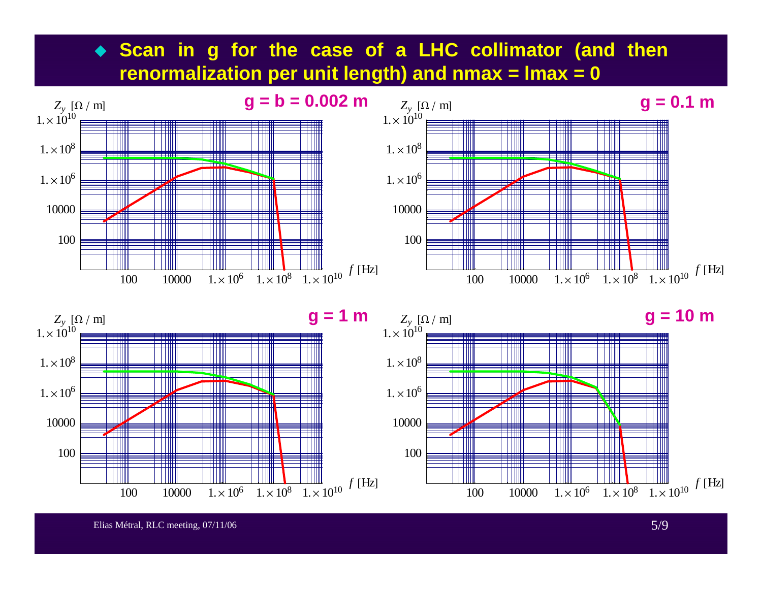- **Scan in g for the case of a LHC collimator (and then renormalization per unit length) and nmax = lmax = 0**

**g = b = 0.002 m**

$Z_y$ [Ω / m]

$1.\times 10^{10}$

$1.\times 10^{8}$

$1.\times 10^{6}$

10000

100

100 10000 $1.\times 10^{6}$ $1.\times 10^{8}$ $1.\times 10^{10}$ $f$ [Hz]

**g = 0.1 m**

$Z_y$ [Ω / m]

$1.\times 10^{10}$

$1.\times 10^{8}$

$1.\times 10^{6}$

10000

100

100 10000 $1.\times 10^{6}$ $1.\times 10^{8}$ $1.\times 10^{10}$ $f$ [Hz]

**g = 1 m**

$Z_y$ [Ω / m]

$1.\times 10^{10}$

$1.\times 10^{8}$

$1.\times 10^{6}$

10000

100

100 10000 $1.\times 10^{6}$ $1.\times 10^{8}$ $1.\times 10^{10}$ $f$ [Hz]

**g = 10 m**

$Z_y$ [Ω / m]

$1.\times 10^{10}$

$1.\times 10^{8}$

$1.\times 10^{6}$

10000

100

100 10000 $1.\times 10^{6}$ $1.\times 10^{8}$ $1.\times 10^{10}$ $f$ [Hz]

Elias Métral, RLC meeting, 07/11/06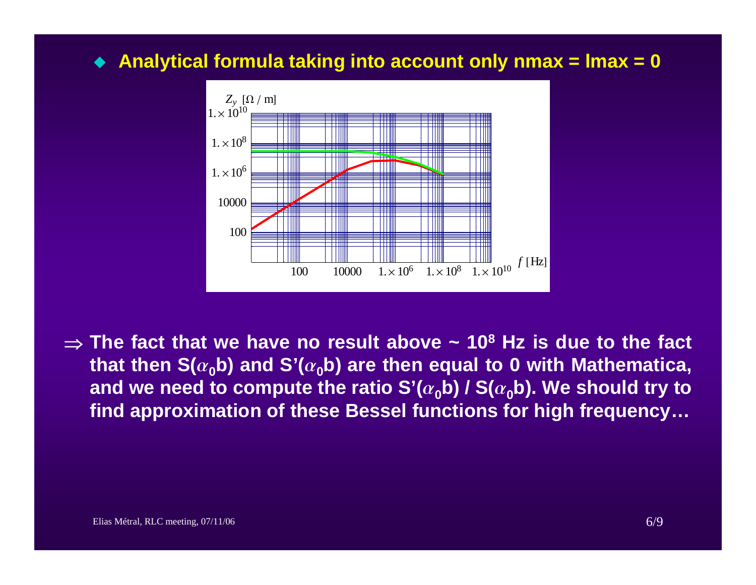- **Analytical formula taking into account only nmax = lmax = 0**

$Z_y$ [Ω / m]

$f$ [Hz]

$\Rightarrow$ **The fact that we have no result above ~ $10^8$ Hz is due to the fact that then S($\alpha_0$b) and S'($\alpha_0$b) are then equal to 0 with Mathematica, and we need to compute the ratio S'($\alpha_0$b) / S($\alpha_0$b). We should try to find approximation of these Bessel functions for high frequency…**

Elias Métral, RLC meeting, 07/11/06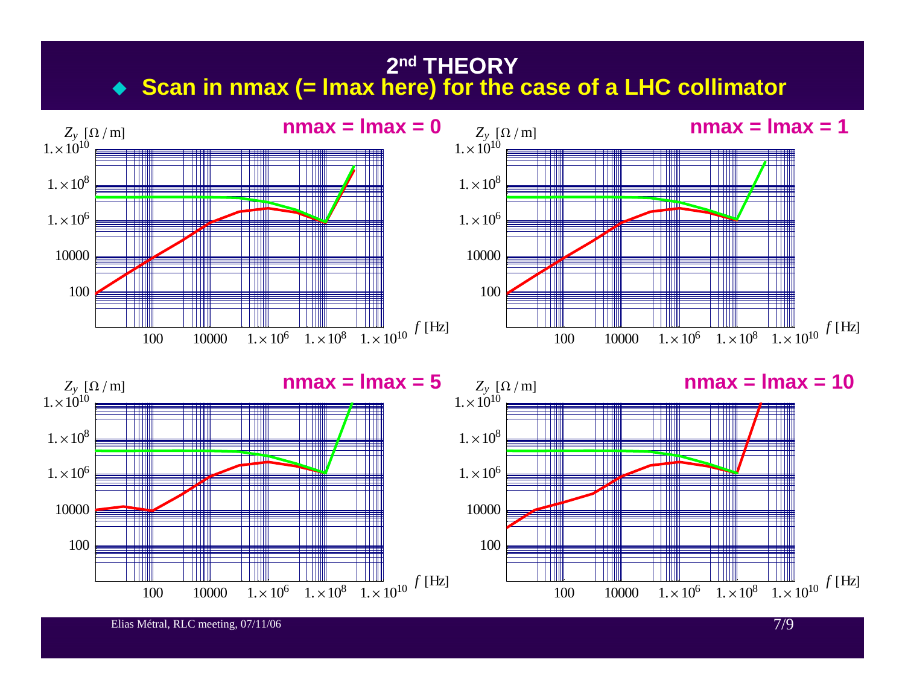## 2[nd] THEORY

- **Scan in nmax (= lmax here) for the case of a LHC collimator**

**nmax = lmax = 0**

$Z_y$ [Ω / m]

$1.\times10^{10}$, $1.\times10^{8}$, $1.\times10^{6}$, 10000, 100

100, 10000, $1.\times10^{6}$, $1.\times10^{8}$, $1.\times10^{10}$ $f$ [Hz]

**nmax = lmax = 1**

$Z_y$ [Ω / m]

$1.\times10^{10}$, $1.\times10^{8}$, $1.\times10^{6}$, 10000, 100

100, 10000, $1.\times10^{6}$, $1.\times10^{8}$, $1.\times10^{10}$ $f$ [Hz]

**nmax = lmax = 5**

$Z_y$ [Ω / m]

$1.\times10^{10}$, $1.\times10^{8}$, $1.\times10^{6}$, 10000, 100

100, 10000, $1.\times10^{6}$, $1.\times10^{8}$, $1.\times10^{10}$ $f$ [Hz]

**nmax = lmax = 10**

$Z_y$ [Ω / m]

$1.\times10^{10}$, $1.\times10^{8}$, $1.\times10^{6}$, 10000, 100

100, 10000, $1.\times10^{6}$, $1.\times10^{8}$, $1.\times10^{10}$ $f$ [Hz]

Elias Métral, RLC meeting, 07/11/06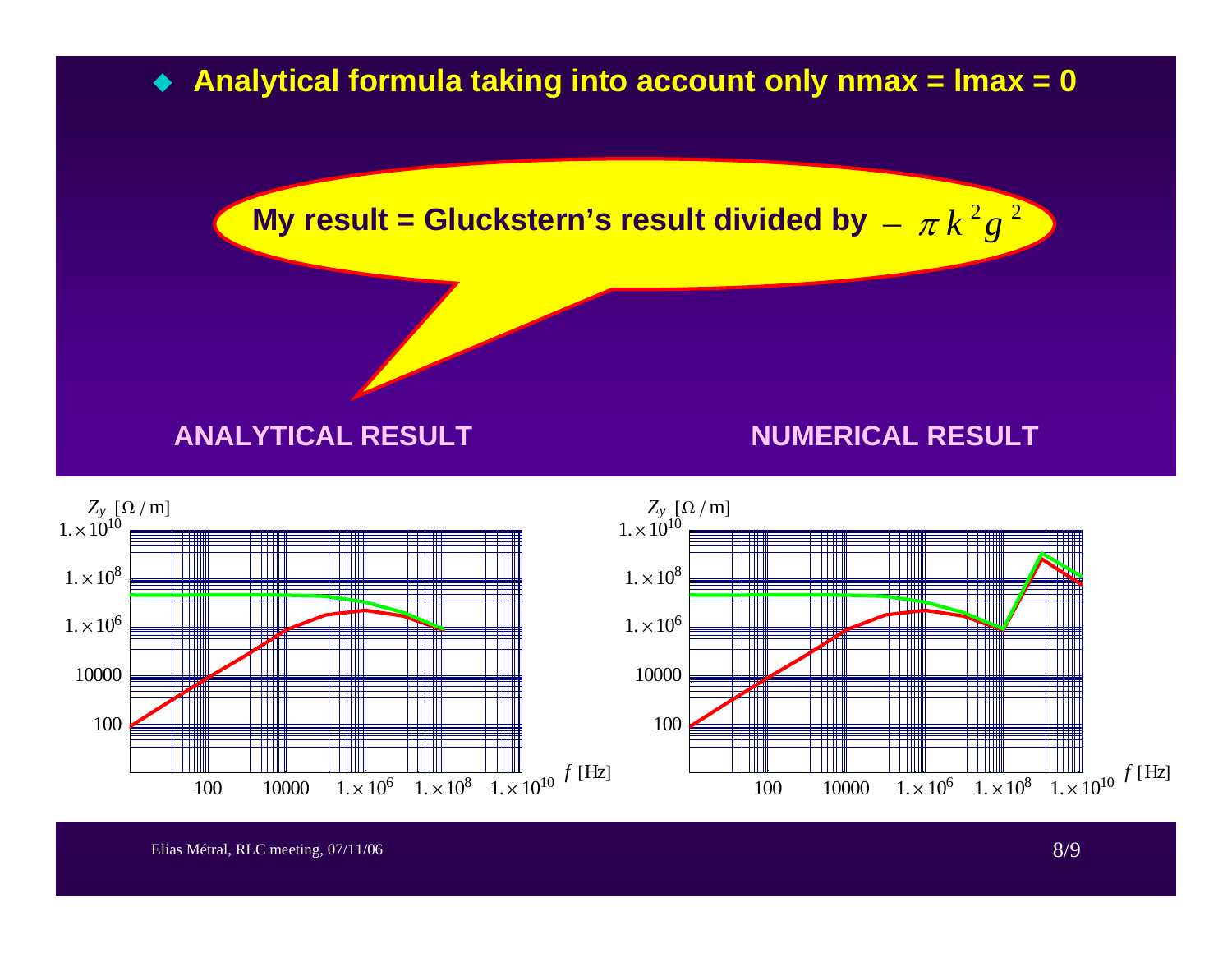- **Analytical formula taking into account only nmax = lmax = 0**

**My result = Gluckstern's result divided by** $-\pi k^2 g^2$

**ANALYTICAL RESULT**

**NUMERICAL RESULT**

$Z_y$ [Ω / m]

$1.\times10^{10}$

$1.\times10^{8}$

$1.\times10^{6}$

10000

100

100 10000 $1.\times10^{6}$ $1.\times10^{8}$ $1.\times10^{10}$ $f$ [Hz]

$Z_y$ [Ω / m]

$1.\times10^{10}$

$1.\times10^{8}$

$1.\times10^{6}$

10000

100

100 10000 $1.\times10^{6}$ $1.\times10^{8}$ $1.\times10^{10}$ $f$ [Hz]

Elias Métral, RLC meeting, 07/11/06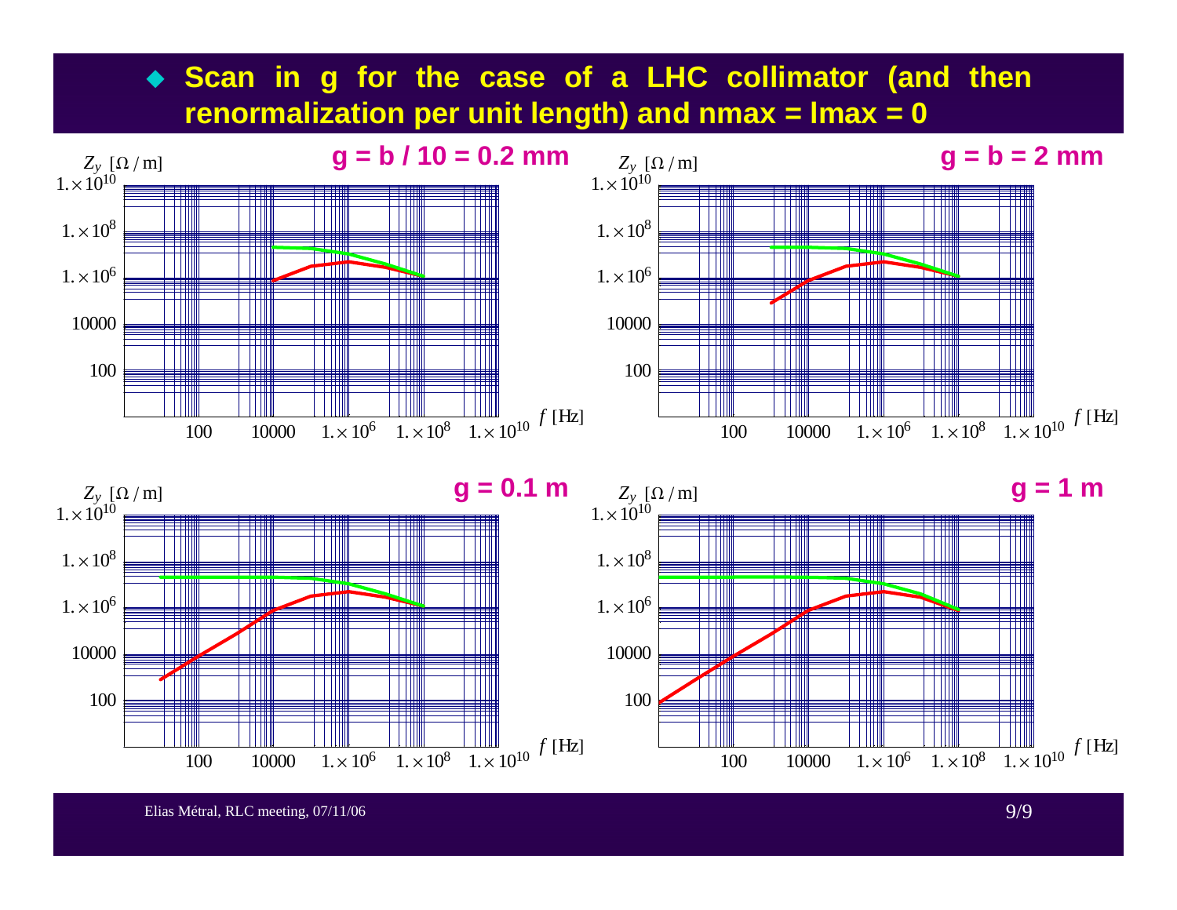# Scan in g for the case of a LHC collimator (and then renormalization per unit length) and nmax = lmax = 0

**g = b / 10 = 0.2 mm**

$Z_y$ [Ω / m]

$1.\times10^{10}$

$1.\times10^{8}$

$1.\times10^{6}$

10000

100

100 10000 $1.\times10^{6}$ $1.\times10^{8}$ $1.\times10^{10}$ $f$ [Hz]

**g = b = 2 mm**

$Z_y$ [Ω / m]

$1.\times10^{10}$

$1.\times10^{8}$

$1.\times10^{6}$

10000

100

100 10000 $1.\times10^{6}$ $1.\times10^{8}$ $1.\times10^{10}$ $f$ [Hz]

**g = 0.1 m**

$Z_y$ [Ω / m]

$1.\times10^{10}$

$1.\times10^{8}$

$1.\times10^{6}$

10000

100

100 10000 $1.\times10^{6}$ $1.\times10^{8}$ $1.\times10^{10}$ $f$ [Hz]

**g = 1 m**

$Z_y$ [Ω / m]

$1.\times10^{10}$

$1.\times10^{8}$

$1.\times10^{6}$

10000

100

100 10000 $1.\times10^{6}$ $1.\times10^{8}$ $1.\times10^{10}$ $f$ [Hz]

Elias Métral, RLC meeting, 07/11/06